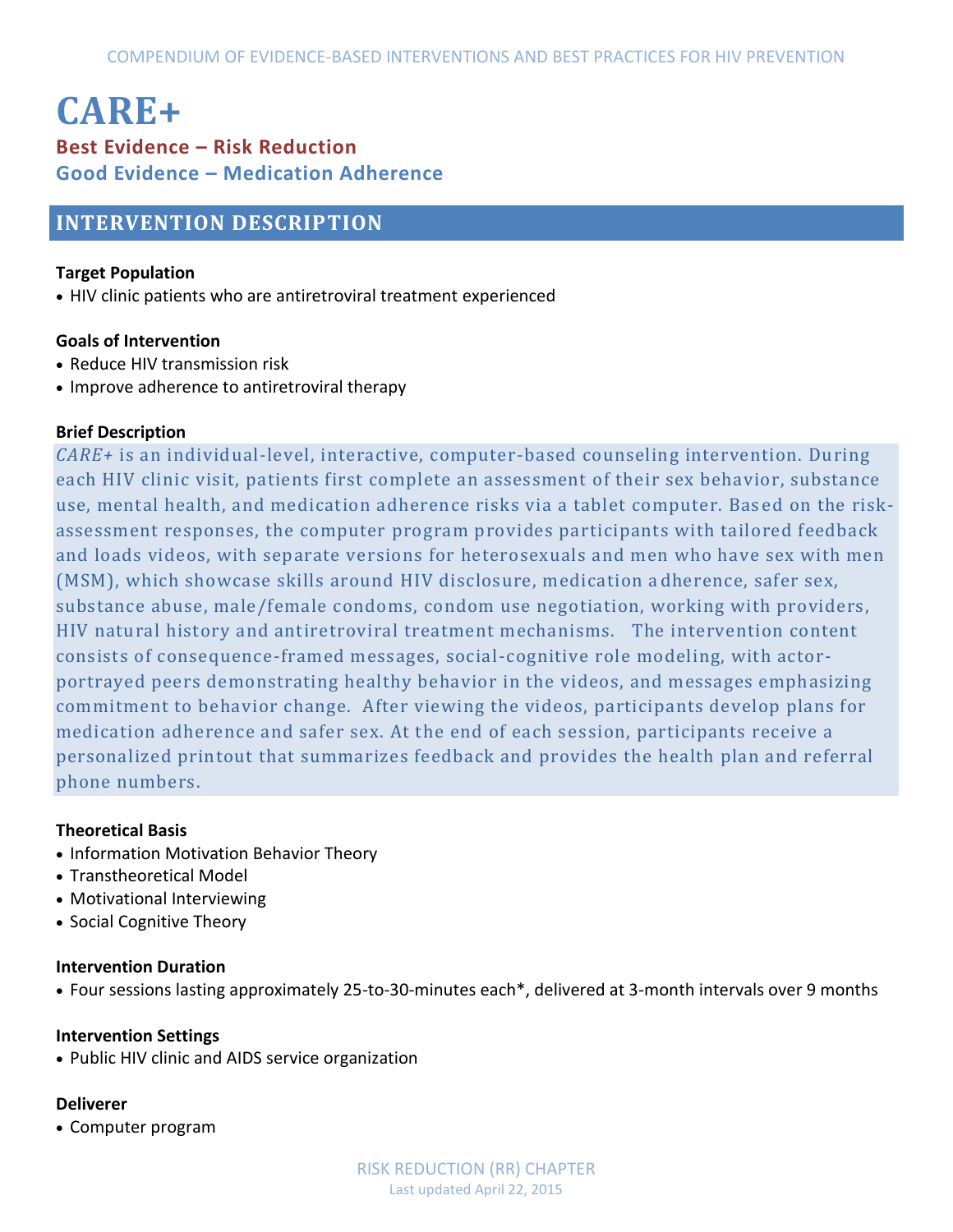# CARE+

**Best Evidence – Risk Reduction**

**Good Evidence – Medication Adherence**

## INTERVENTION DESCRIPTION

### Target Population

- HIV clinic patients who are antiretroviral treatment experienced

### Goals of Intervention

- Reduce HIV transmission risk
- Improve adherence to antiretroviral therapy

### Brief Description

*CARE+* is an individual-level, interactive, computer-based counseling intervention. During each HIV clinic visit, patients first complete an assessment of their sex behavior, substance use, mental health, and medication adherence risks via a tablet computer. Based on the risk-assessment responses, the computer program provides participants with tailored feedback and loads videos, with separate versions for heterosexuals and men who have sex with men (MSM), which showcase skills around HIV disclosure, medication adherence, safer sex, substance abuse, male/female condoms, condom use negotiation, working with providers, HIV natural history and antiretroviral treatment mechanisms. The intervention content consists of consequence-framed messages, social-cognitive role modeling, with actor-portrayed peers demonstrating healthy behavior in the videos, and messages emphasizing commitment to behavior change. After viewing the videos, participants develop plans for medication adherence and safer sex. At the end of each session, participants receive a personalized printout that summarizes feedback and provides the health plan and referral phone numbers.

### Theoretical Basis

- Information Motivation Behavior Theory
- Transtheoretical Model
- Motivational Interviewing
- Social Cognitive Theory

### Intervention Duration

- Four sessions lasting approximately 25-to-30-minutes each*, delivered at 3-month intervals over 9 months

### Intervention Settings

- Public HIV clinic and AIDS service organization

### Deliverer

- Computer program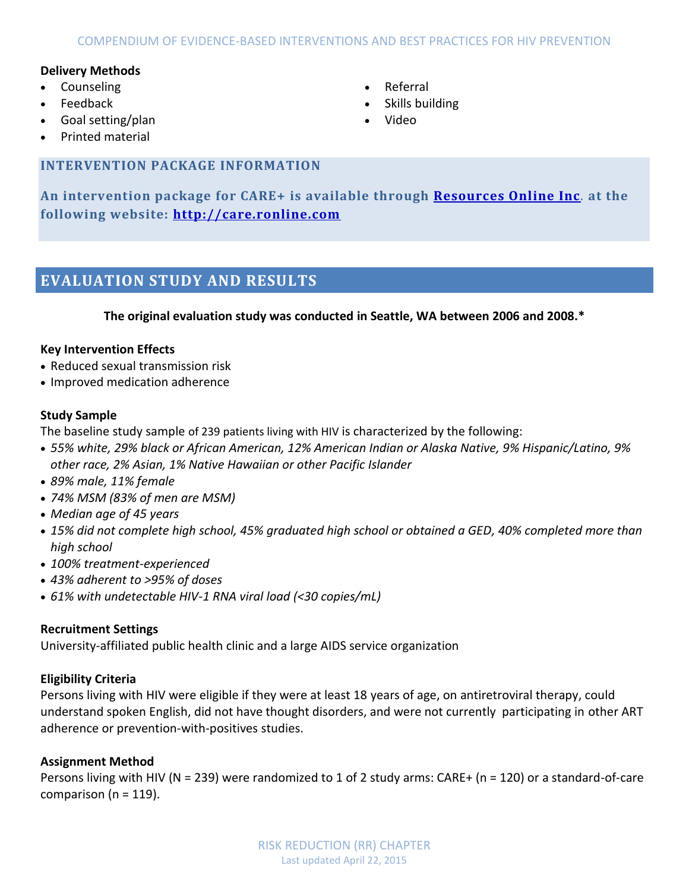### Delivery Methods

- Counseling
- Feedback
- Goal setting/plan
- Printed material
- Referral
- Skills building
- Video

### INTERVENTION PACKAGE INFORMATION

**An intervention package for CARE+ is available through [Resources Online Inc](http://care.ronline.com). at the following website: [http://care.ronline.com](http://care.ronline.com)**

## EVALUATION STUDY AND RESULTS

**The original evaluation study was conducted in Seattle, WA between 2006 and 2008.***

### Key Intervention Effects

- Reduced sexual transmission risk
- Improved medication adherence

### Study Sample

The baseline study sample of 239 patients living with HIV is characterized by the following:

- *55% white, 29% black or African American, 12% American Indian or Alaska Native, 9% Hispanic/Latino, 9% other race, 2% Asian, 1% Native Hawaiian or other Pacific Islander*
- *89% male, 11% female*
- *74% MSM (83% of men are MSM)*
- *Median age of 45 years*
- *15% did not complete high school, 45% graduated high school or obtained a GED, 40% completed more than high school*
- *100% treatment-experienced*
- *43% adherent to >95% of doses*
- *61% with undetectable HIV-1 RNA viral load (<30 copies/mL)*

### Recruitment Settings

University-affiliated public health clinic and a large AIDS service organization

### Eligibility Criteria

Persons living with HIV were eligible if they were at least 18 years of age, on antiretroviral therapy, could understand spoken English, did not have thought disorders, and were not currently participating in other ART adherence or prevention-with-positives studies.

### Assignment Method

Persons living with HIV (N = 239) were randomized to 1 of 2 study arms: CARE+ (n = 120) or a standard-of-care comparison (n = 119).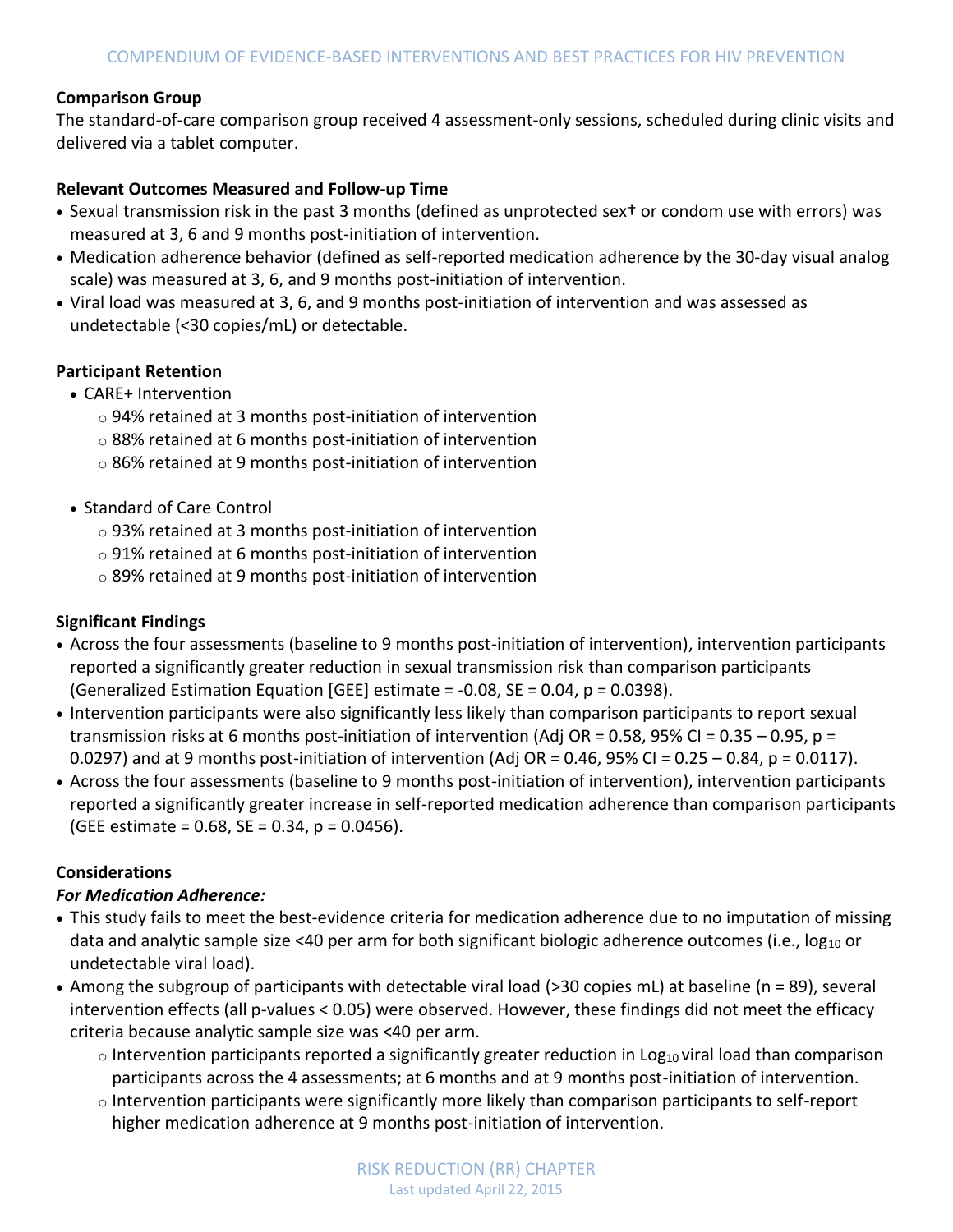**Comparison Group**

The standard-of-care comparison group received 4 assessment-only sessions, scheduled during clinic visits and delivered via a tablet computer.

**Relevant Outcomes Measured and Follow-up Time**

- Sexual transmission risk in the past 3 months (defined as unprotected sex† or condom use with errors) was measured at 3, 6 and 9 months post-initiation of intervention.
- Medication adherence behavior (defined as self-reported medication adherence by the 30-day visual analog scale) was measured at 3, 6, and 9 months post-initiation of intervention.
- Viral load was measured at 3, 6, and 9 months post-initiation of intervention and was assessed as undetectable (<30 copies/mL) or detectable.

**Participant Retention**

- CARE+ Intervention
  - 94% retained at 3 months post-initiation of intervention
  - 88% retained at 6 months post-initiation of intervention
  - 86% retained at 9 months post-initiation of intervention
- Standard of Care Control
  - 93% retained at 3 months post-initiation of intervention
  - 91% retained at 6 months post-initiation of intervention
  - 89% retained at 9 months post-initiation of intervention

**Significant Findings**

- Across the four assessments (baseline to 9 months post-initiation of intervention), intervention participants reported a significantly greater reduction in sexual transmission risk than comparison participants (Generalized Estimation Equation [GEE] estimate = -0.08, SE = 0.04, p = 0.0398).
- Intervention participants were also significantly less likely than comparison participants to report sexual transmission risks at 6 months post-initiation of intervention (Adj OR = 0.58, 95% CI = 0.35 – 0.95, p = 0.0297) and at 9 months post-initiation of intervention (Adj OR = 0.46, 95% CI = 0.25 – 0.84, p = 0.0117).
- Across the four assessments (baseline to 9 months post-initiation of intervention), intervention participants reported a significantly greater increase in self-reported medication adherence than comparison participants (GEE estimate = 0.68, SE = 0.34, p = 0.0456).

**Considerations**

***For Medication Adherence:***

- This study fails to meet the best-evidence criteria for medication adherence due to no imputation of missing data and analytic sample size <40 per arm for both significant biologic adherence outcomes (i.e., $\log_{10}$ or undetectable viral load).
- Among the subgroup of participants with detectable viral load (>30 copies mL) at baseline (n = 89), several intervention effects (all p-values < 0.05) were observed. However, these findings did not meet the efficacy criteria because analytic sample size was <40 per arm.
  - Intervention participants reported a significantly greater reduction in $\text{Log}_{10}$ viral load than comparison participants across the 4 assessments; at 6 months and at 9 months post-initiation of intervention.
  - Intervention participants were significantly more likely than comparison participants to self-report higher medication adherence at 9 months post-initiation of intervention.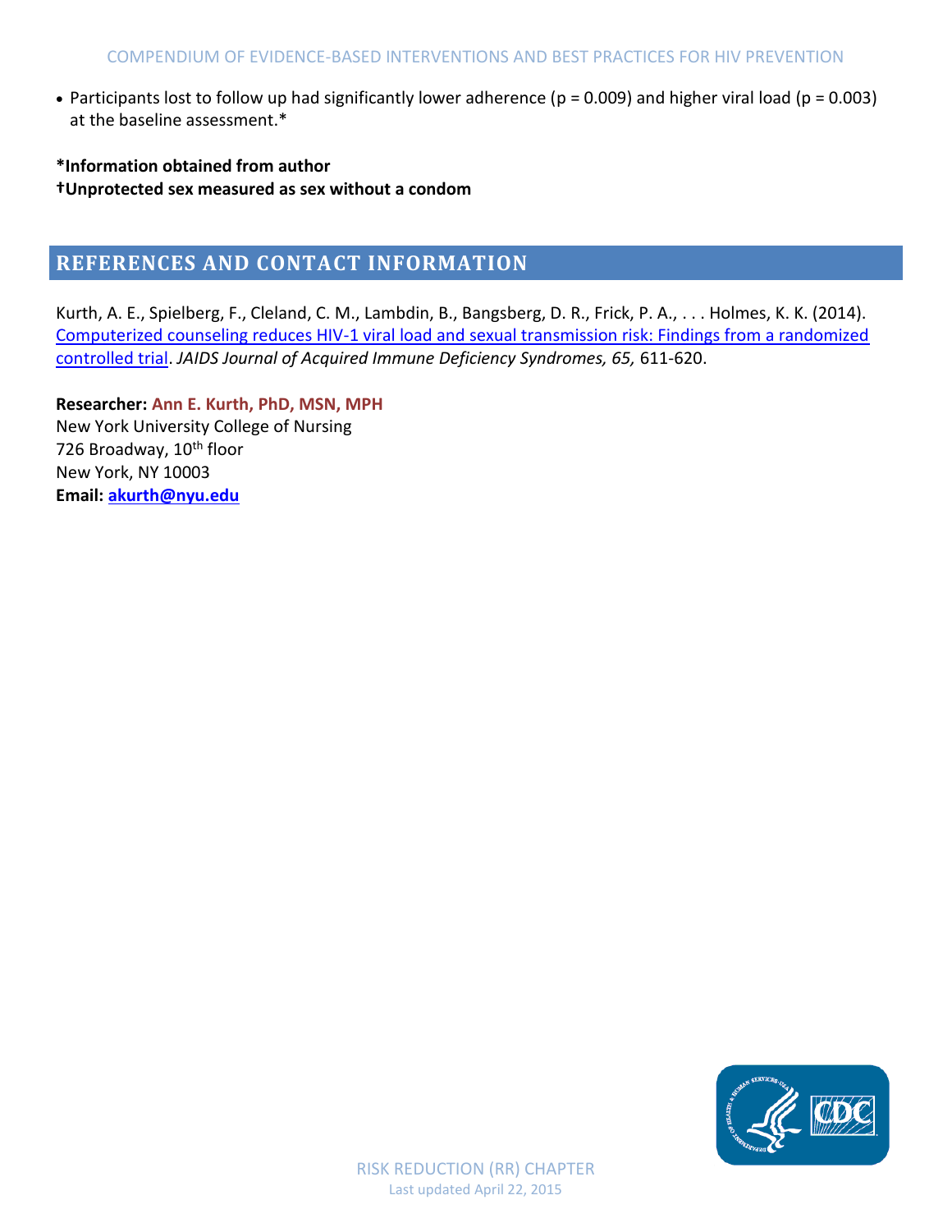- Participants lost to follow up had significantly lower adherence ($p = 0.009$) and higher viral load ($p = 0.003$) at the baseline assessment.*

**\*Information obtained from author**
**†Unprotected sex measured as sex without a condom**

## REFERENCES AND CONTACT INFORMATION

Kurth, A. E., Spielberg, F., Cleland, C. M., Lambdin, B., Bangsberg, D. R., Frick, P. A., . . . Holmes, K. K. (2014). Computerized counseling reduces HIV-1 viral load and sexual transmission risk: Findings from a randomized controlled trial. *JAIDS Journal of Acquired Immune Deficiency Syndromes, 65,* 611-620.

**Researcher:** **Ann E. Kurth, PhD, MSN, MPH**
New York University College of Nursing
726 Broadway, 10th floor
New York, NY 10003
**Email:** **akurth@nyu.edu**